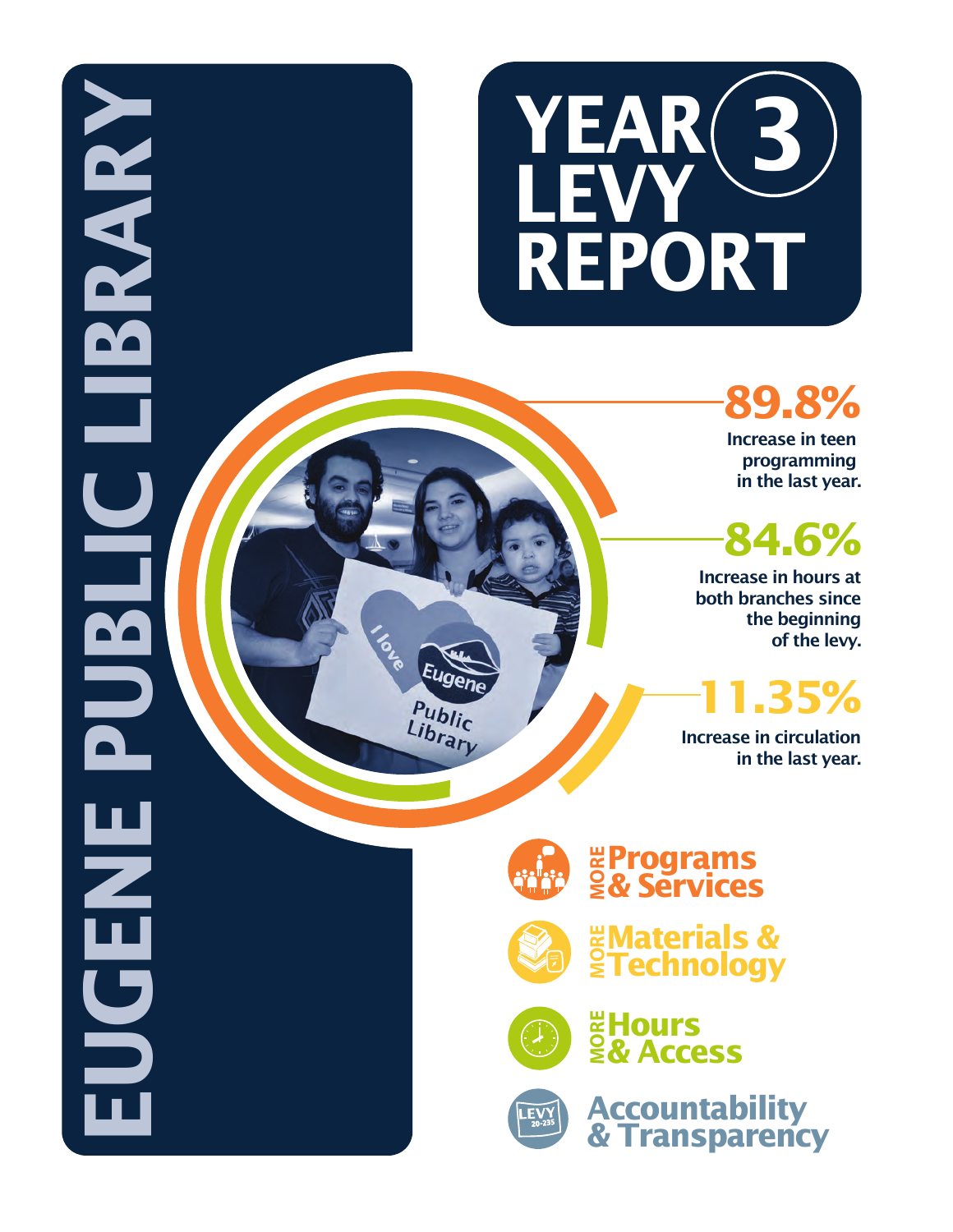# EUGENE PUBLIC LIBRARY

# YEAR 3 LEVY REPORT

**89.8%**
Increase in teen programming in the last year.

**84.6%**
Increase in hours at both branches since the beginning of the levy.

**11.35%**
Increase in circulation in the last year.

- **MORE Programs & Services**
- **MORE Materials & Technology**
- **MORE Hours & Access**
- **Accountability & Transparency**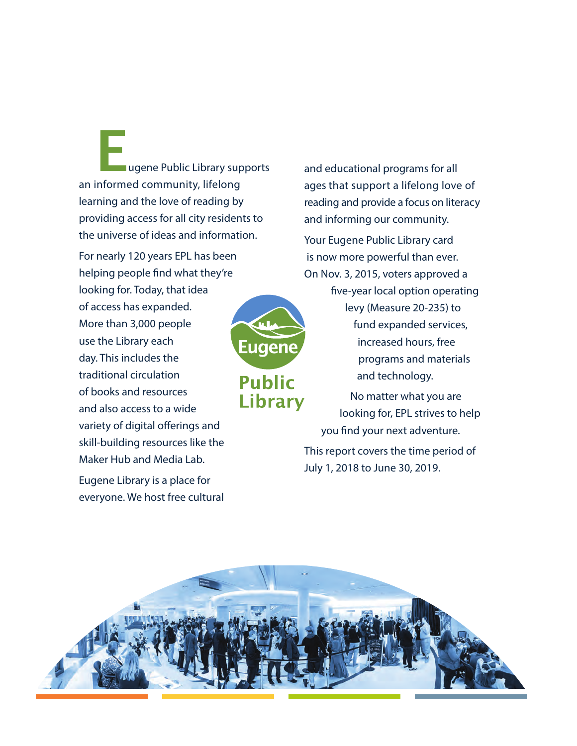Eugene Public Library supports an informed community, lifelong learning and the love of reading by providing access for all city residents to the universe of ideas and information.

For nearly 120 years EPL has been helping people find what they're looking for. Today, that idea of access has expanded. More than 3,000 people use the Library each day. This includes the traditional circulation of books and resources and also access to a wide variety of digital offerings and skill-building resources like the Maker Hub and Media Lab.

Eugene Library is a place for everyone. We host free cultural and educational programs for all ages that support a lifelong love of reading and provide a focus on literacy and informing our community.

Your Eugene Public Library card is now more powerful than ever. On Nov. 3, 2015, voters approved a five-year local option operating levy (Measure 20-235) to fund expanded services, increased hours, free programs and materials and technology.

No matter what you are looking for, EPL strives to help you find your next adventure.

This report covers the time period of July 1, 2018 to June 30, 2019.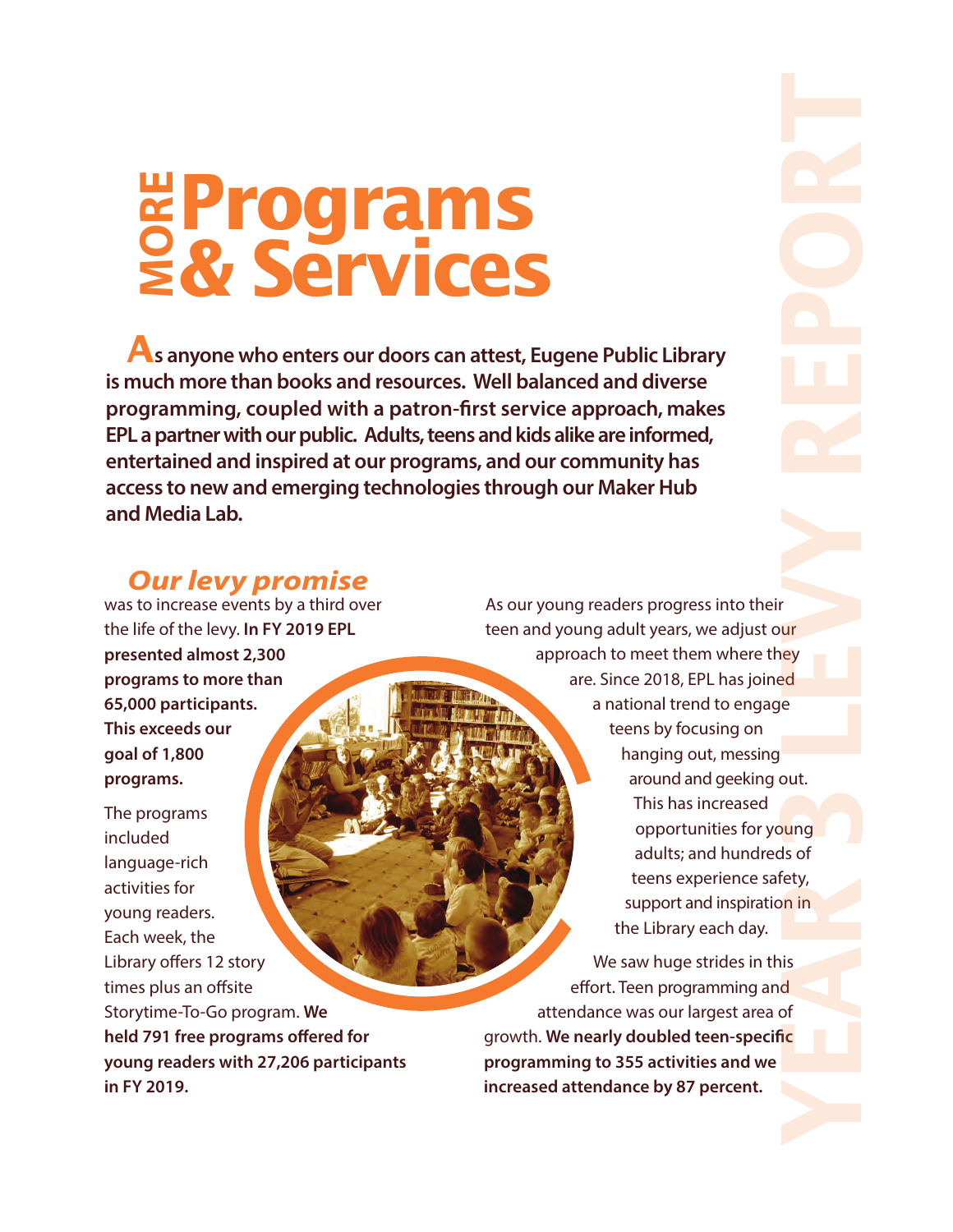# MORE Programs & Services

**As anyone who enters our doors can attest, Eugene Public Library is much more than books and resources. Well balanced and diverse programming, coupled with a patron-first service approach, makes EPL a partner with our public. Adults, teens and kids alike are informed, entertained and inspired at our programs, and our community has access to new and emerging technologies through our Maker Hub and Media Lab.**

## *Our levy promise*

was to increase events by a third over the life of the levy. **In FY 2019 EPL presented almost 2,300 programs to more than 65,000 participants. This exceeds our goal of 1,800 programs.**

The programs included language-rich activities for young readers. Each week, the Library offers 12 story times plus an offsite Storytime-To-Go program. **We held 791 free programs offered for young readers with 27,206 participants in FY 2019.**

As our young readers progress into their teen and young adult years, we adjust our approach to meet them where they are. Since 2018, EPL has joined a national trend to engage teens by focusing on hanging out, messing around and geeking out. This has increased opportunities for young adults; and hundreds of teens experience safety, support and inspiration in the Library each day.

We saw huge strides in this effort. Teen programming and attendance was our largest area of growth. **We nearly doubled teen-specific programming to 355 activities and we increased attendance by 87 percent.**

YEAR 3 LEVY REPORT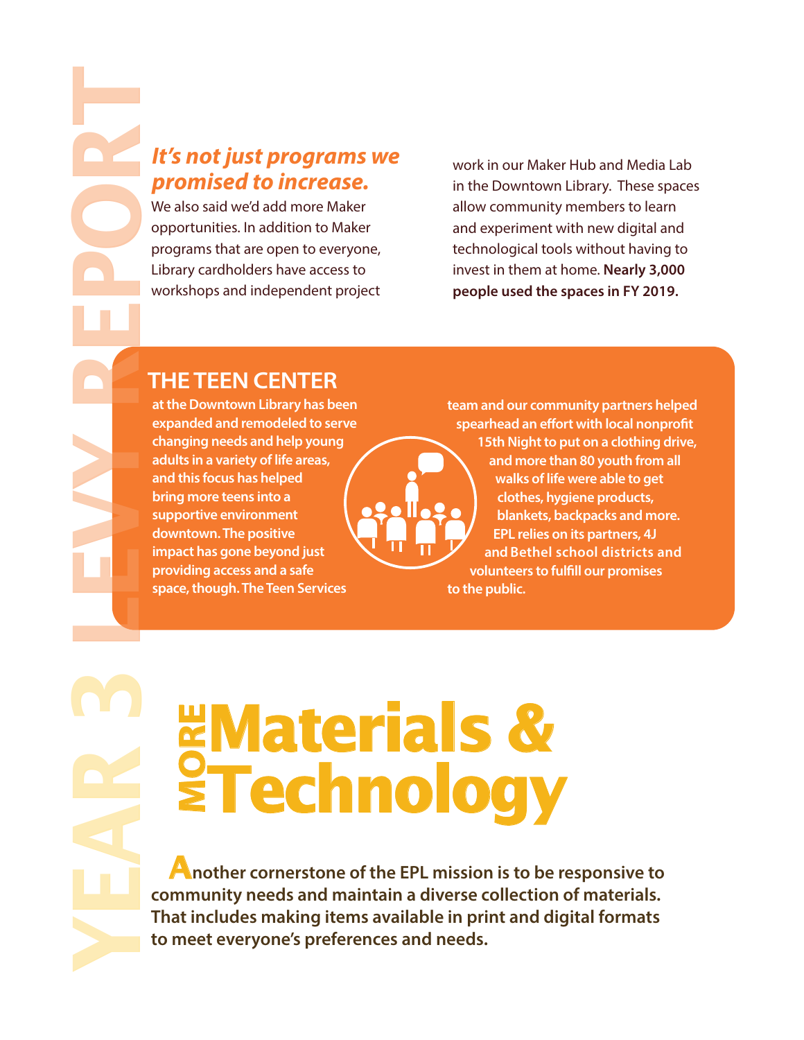### *It's not just programs we promised to increase.*

We also said we'd add more Maker opportunities. In addition to Maker programs that are open to everyone, Library cardholders have access to workshops and independent project work in our Maker Hub and Media Lab in the Downtown Library. These spaces allow community members to learn and experiment with new digital and technological tools without having to invest in them at home. **Nearly 3,000 people used the spaces in FY 2019.**

## THE TEEN CENTER

**at the Downtown Library has been expanded and remodeled to serve changing needs and help young adults in a variety of life areas, and this focus has helped bring more teens into a supportive environment downtown. The positive impact has gone beyond just providing access and a safe space, though. The Teen Services team and our community partners helped spearhead an effort with local nonprofit 15th Night to put on a clothing drive, and more than 80 youth from all walks of life were able to get clothes, hygiene products, blankets, backpacks and more. EPL relies on its partners, 4J and Bethel school districts and volunteers to fulfill our promises to the public.**

# MORE Materials & Technology

**Another cornerstone of the EPL mission is to be responsive to community needs and maintain a diverse collection of materials. That includes making items available in print and digital formats to meet everyone's preferences and needs.**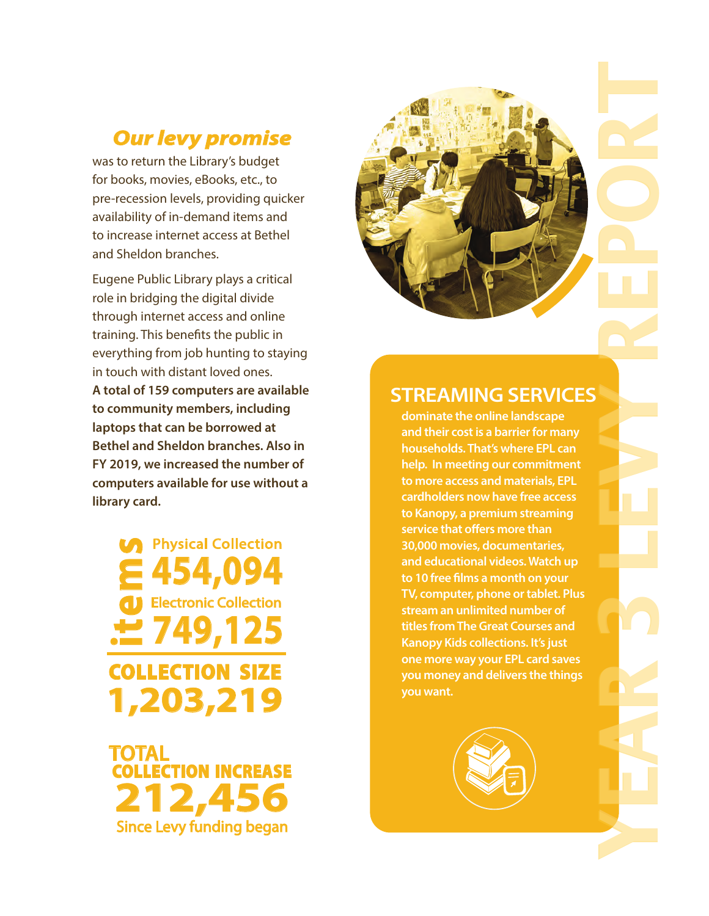***Our levy promise*** was to return the Library's budget for books, movies, eBooks, etc., to pre-recession levels, providing quicker availability of in-demand items and to increase internet access at Bethel and Sheldon branches.

Eugene Public Library plays a critical role in bridging the digital divide through internet access and online training. This benefits the public in everything from job hunting to staying in touch with distant loved ones. **A total of 159 computers are available to community members, including laptops that can be borrowed at Bethel and Sheldon branches. Also in FY 2019, we increased the number of computers available for use without a library card.**

**items**

Physical Collection
**454,094**

Electronic Collection
**749,125**

**COLLECTION SIZE**
**1,203,219**

**TOTAL COLLECTION INCREASE**
**212,456**
Since Levy funding began

## STREAMING SERVICES

**dominate the online landscape and their cost is a barrier for many households. That's where EPL can help. In meeting our commitment to more access and materials, EPL cardholders now have free access to Kanopy, a premium streaming service that offers more than 30,000 movies, documentaries, and educational videos. Watch up to 10 free films a month on your TV, computer, phone or tablet. Plus stream an unlimited number of titles from The Great Courses and Kanopy Kids collections. It's just one more way your EPL card saves you money and delivers the things you want.**

YEAR 3 LEVY REPORT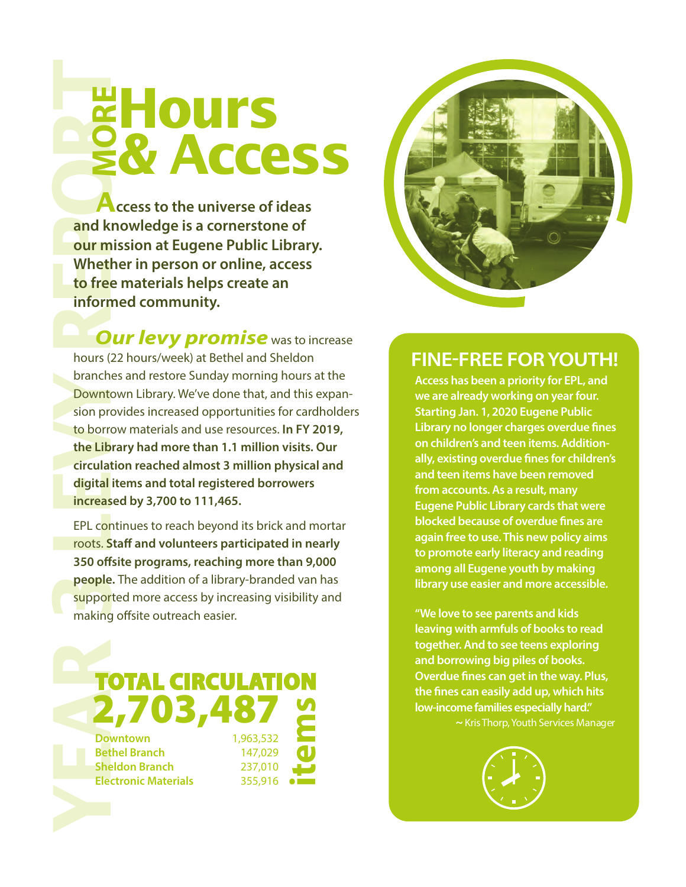# MORE Hours & Access

**Access to the universe of ideas and knowledge is a cornerstone of our mission at Eugene Public Library. Whether in person or online, access to free materials helps create an informed community.**

***Our levy promise*** was to increase hours (22 hours/week) at Bethel and Sheldon branches and restore Sunday morning hours at the Downtown Library. We've done that, and this expansion provides increased opportunities for cardholders to borrow materials and use resources. **In FY 2019, the Library had more than 1.1 million visits. Our circulation reached almost 3 million physical and digital items and total registered borrowers increased by 3,700 to 111,465.**

EPL continues to reach beyond its brick and mortar roots. **Staff and volunteers participated in nearly 350 offsite programs, reaching more than 9,000 people.** The addition of a library-branded van has supported more access by increasing visibility and making offsite outreach easier.

## TOTAL CIRCULATION 2,703,487 items

| | |
|---|---|
| Downtown | 1,963,532 |
| Bethel Branch | 147,029 |
| Sheldon Branch | 237,010 |
| Electronic Materials | 355,916 |

## FINE-FREE FOR YOUTH!

**Access has been a priority for EPL, and we are already working on year four. Starting Jan. 1, 2020 Eugene Public Library no longer charges overdue fines on children's and teen items. Additionally, existing overdue fines for children's and teen items have been removed from accounts. As a result, many Eugene Public Library cards that were blocked because of overdue fines are again free to use. This new policy aims to promote early literacy and reading among all Eugene youth by making library use easier and more accessible.**

**"We love to see parents and kids leaving with armfuls of books to read together. And to see teens exploring and borrowing big piles of books. Overdue fines can get in the way. Plus, the fines can easily add up, which hits low-income families especially hard."**

~ Kris Thorp, Youth Services Manager

YEAR 3 LEVY REPORT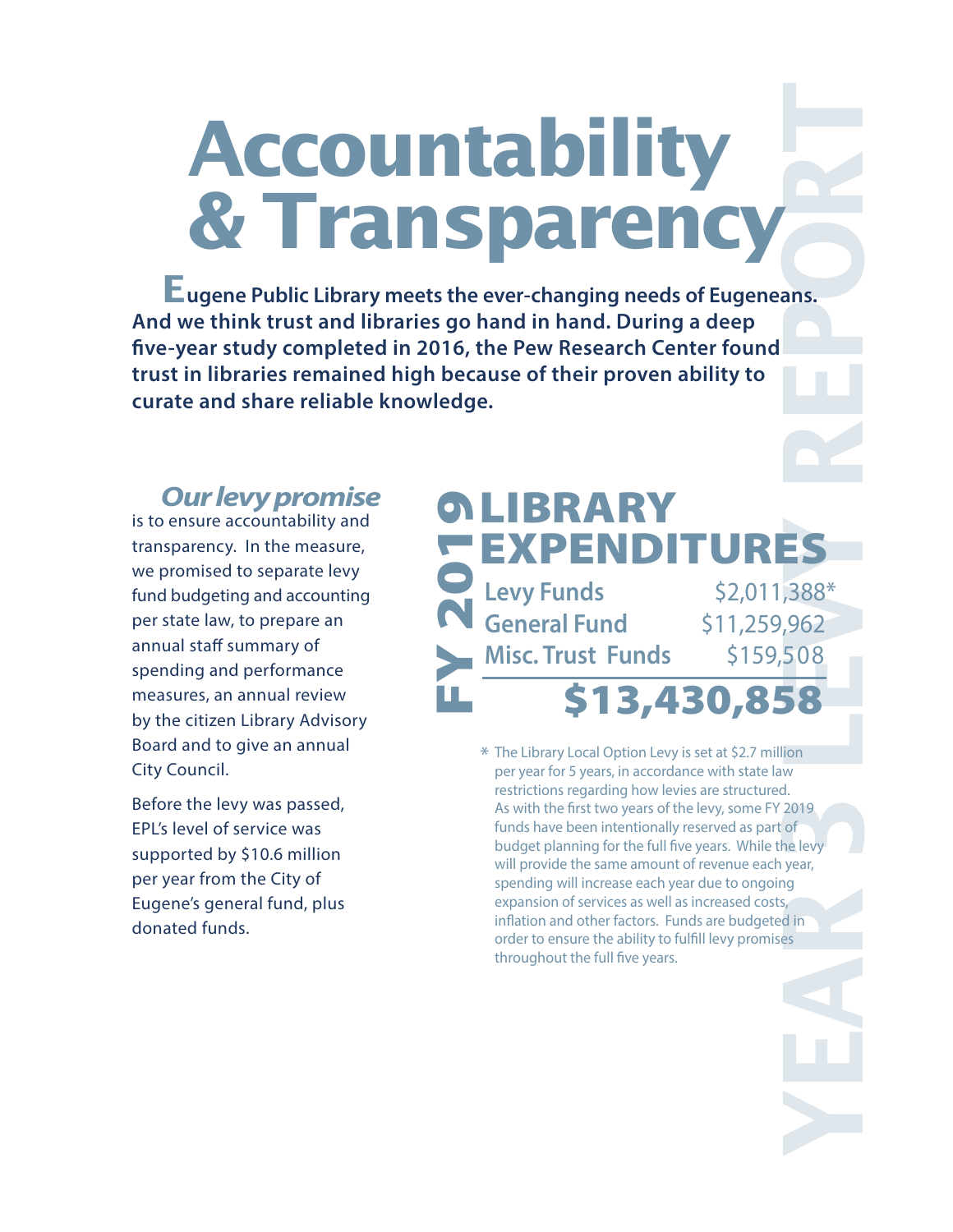# Accountability & Transparency

**Eugene Public Library meets the ever-changing needs of Eugeneans. And we think trust and libraries go hand in hand. During a deep five-year study completed in 2016, the Pew Research Center found trust in libraries remained high because of their proven ability to curate and share reliable knowledge.**

***Our levy promise*** is to ensure accountability and transparency. In the measure, we promised to separate levy fund budgeting and accounting per state law, to prepare an annual staff summary of spending and performance measures, an annual review by the citizen Library Advisory Board and to give an annual City Council.

Before the levy was passed, EPL's level of service was supported by $10.6 million per year from the City of Eugene's general fund, plus donated funds.

## FY 2019 LIBRARY EXPENDITURES

| | |
|---|---|
| Levy Funds | $2,011,388* |
| General Fund | $11,259,962 |
| Misc. Trust Funds | $159,508 |
| **Total** | **$13,430,858** |

* The Library Local Option Levy is set at $2.7 million per year for 5 years, in accordance with state law restrictions regarding how levies are structured. As with the first two years of the levy, some FY 2019 funds have been intentionally reserved as part of budget planning for the full five years. While the levy will provide the same amount of revenue each year, spending will increase each year due to ongoing expansion of services as well as increased costs, inflation and other factors. Funds are budgeted in order to ensure the ability to fulfill levy promises throughout the full five years.

YEAR 3 LEVY REPORT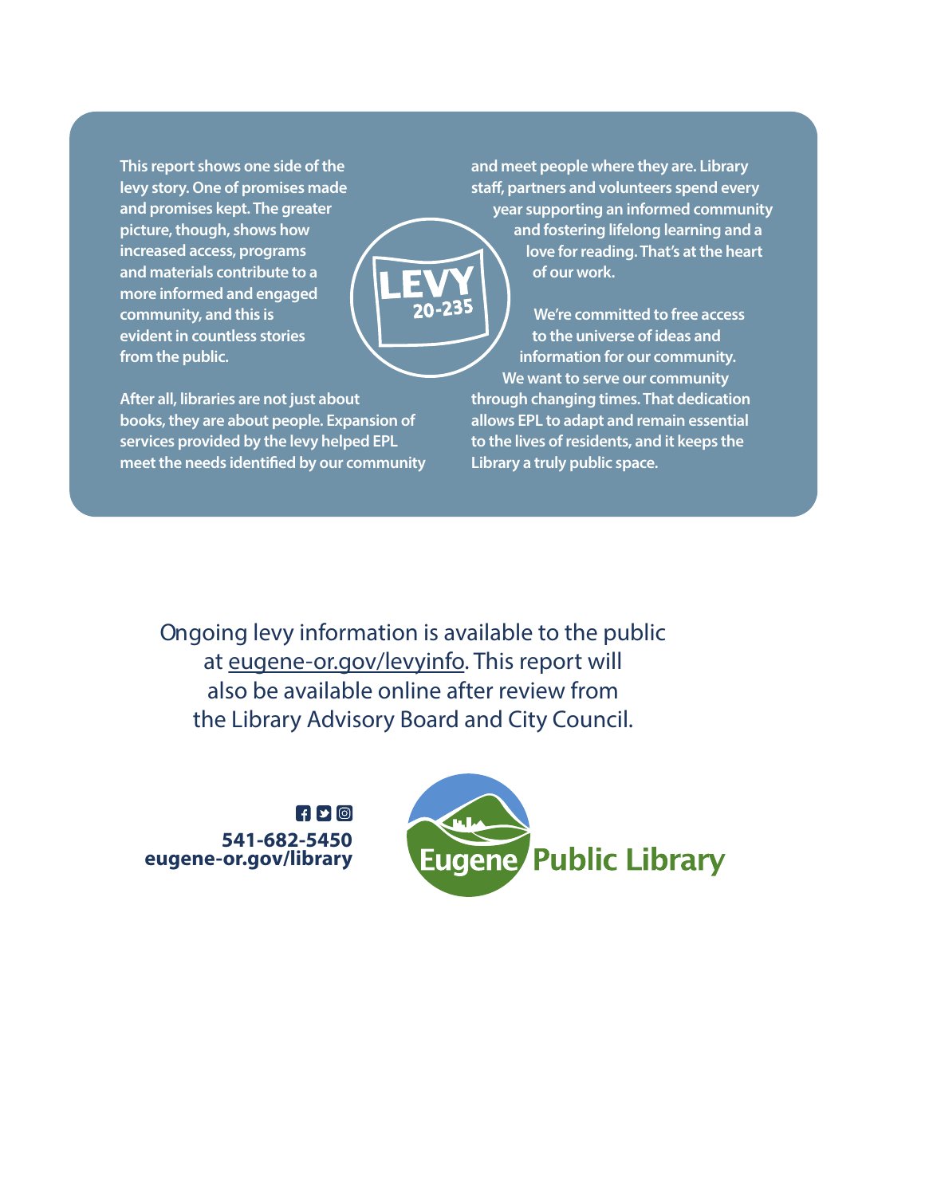This report shows one side of the levy story. One of promises made and promises kept. The greater picture, though, shows how increased access, programs and materials contribute to a more informed and engaged community, and this is evident in countless stories from the public.

After all, libraries are not just about books, they are about people. Expansion of services provided by the levy helped EPL meet the needs identified by our community and meet people where they are. Library staff, partners and volunteers spend every year supporting an informed community and fostering lifelong learning and a love for reading. That's at the heart of our work.

LEVY 20-235

We're committed to free access to the universe of ideas and information for our community. We want to serve our community through changing times. That dedication allows EPL to adapt and remain essential to the lives of residents, and it keeps the Library a truly public space.

Ongoing levy information is available to the public at eugene-or.gov/levyinfo. This report will also be available online after review from the Library Advisory Board and City Council.

**541-682-5450**
**eugene-or.gov/library**

Eugene Public Library